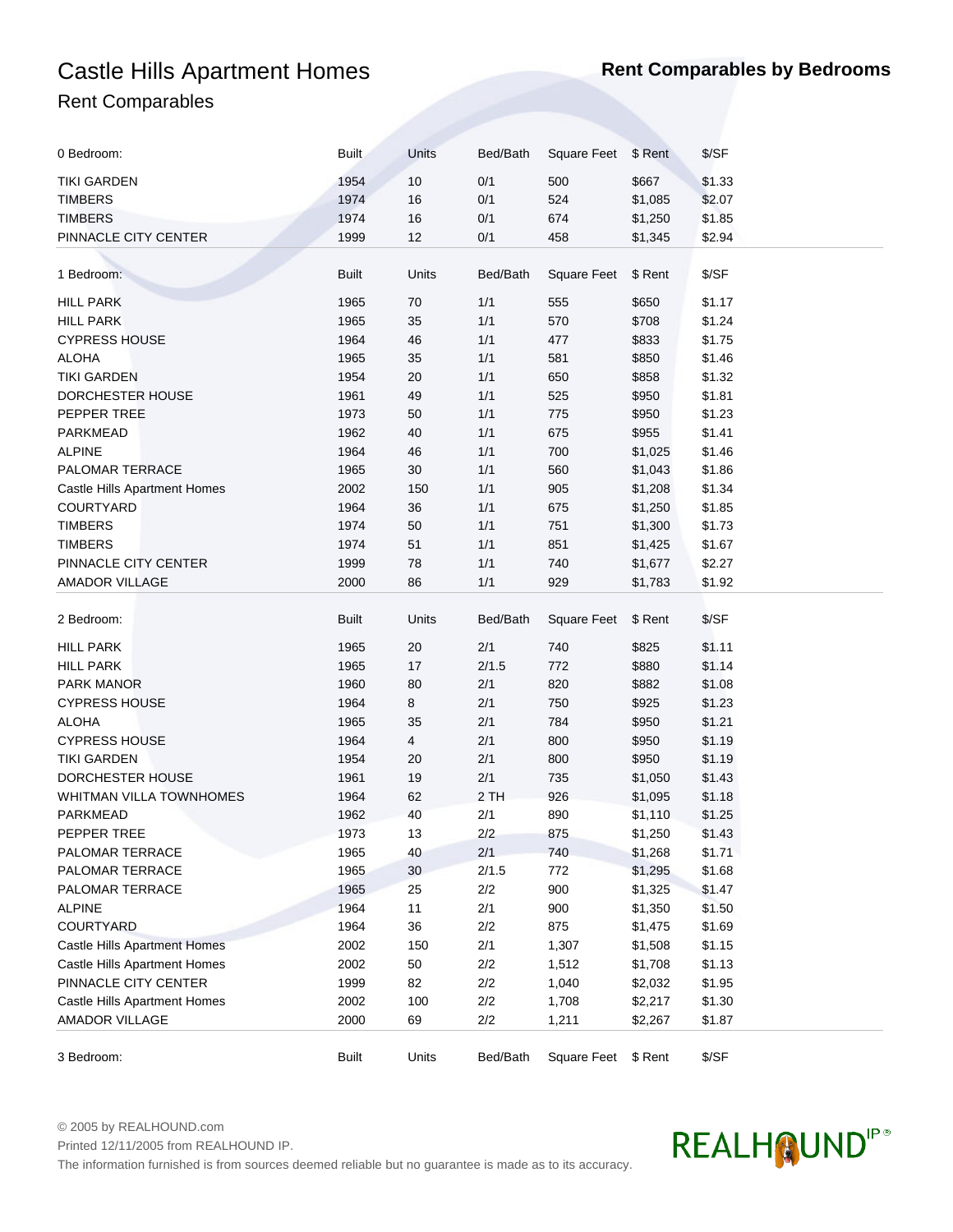# Castle Hills Apartment Homes

## Rent Comparables

**Rent Comparables by Bedrooms**

| 0 Bedroom: | Built | Units | Bed/Bath | Square Feet | $ Rent | $/SF |
|---|---|---|---|---|---|---|
| TIKI GARDEN | 1954 | 10 | 0/1 | 500 | $667 | $1.33 |
| TIMBERS | 1974 | 16 | 0/1 | 524 | $1,085 | $2.07 |
| TIMBERS | 1974 | 16 | 0/1 | 674 | $1,250 | $1.85 |
| PINNACLE CITY CENTER | 1999 | 12 | 0/1 | 458 | $1,345 | $2.94 |

| 1 Bedroom: | Built | Units | Bed/Bath | Square Feet | $ Rent | $/SF |
|---|---|---|---|---|---|---|
| HILL PARK | 1965 | 70 | 1/1 | 555 | $650 | $1.17 |
| HILL PARK | 1965 | 35 | 1/1 | 570 | $708 | $1.24 |
| CYPRESS HOUSE | 1964 | 46 | 1/1 | 477 | $833 | $1.75 |
| ALOHA | 1965 | 35 | 1/1 | 581 | $850 | $1.46 |
| TIKI GARDEN | 1954 | 20 | 1/1 | 650 | $858 | $1.32 |
| DORCHESTER HOUSE | 1961 | 49 | 1/1 | 525 | $950 | $1.81 |
| PEPPER TREE | 1973 | 50 | 1/1 | 775 | $950 | $1.23 |
| PARKMEAD | 1962 | 40 | 1/1 | 675 | $955 | $1.41 |
| ALPINE | 1964 | 46 | 1/1 | 700 | $1,025 | $1.46 |
| PALOMAR TERRACE | 1965 | 30 | 1/1 | 560 | $1,043 | $1.86 |
| Castle Hills Apartment Homes | 2002 | 150 | 1/1 | 905 | $1,208 | $1.34 |
| COURTYARD | 1964 | 36 | 1/1 | 675 | $1,250 | $1.85 |
| TIMBERS | 1974 | 50 | 1/1 | 751 | $1,300 | $1.73 |
| TIMBERS | 1974 | 51 | 1/1 | 851 | $1,425 | $1.67 |
| PINNACLE CITY CENTER | 1999 | 78 | 1/1 | 740 | $1,677 | $2.27 |
| AMADOR VILLAGE | 2000 | 86 | 1/1 | 929 | $1,783 | $1.92 |

| 2 Bedroom: | Built | Units | Bed/Bath | Square Feet | $ Rent | $/SF |
|---|---|---|---|---|---|---|
| HILL PARK | 1965 | 20 | 2/1 | 740 | $825 | $1.11 |
| HILL PARK | 1965 | 17 | 2/1.5 | 772 | $880 | $1.14 |
| PARK MANOR | 1960 | 80 | 2/1 | 820 | $882 | $1.08 |
| CYPRESS HOUSE | 1964 | 8 | 2/1 | 750 | $925 | $1.23 |
| ALOHA | 1965 | 35 | 2/1 | 784 | $950 | $1.21 |
| CYPRESS HOUSE | 1964 | 4 | 2/1 | 800 | $950 | $1.19 |
| TIKI GARDEN | 1954 | 20 | 2/1 | 800 | $950 | $1.19 |
| DORCHESTER HOUSE | 1961 | 19 | 2/1 | 735 | $1,050 | $1.43 |
| WHITMAN VILLA TOWNHOMES | 1964 | 62 | 2 TH | 926 | $1,095 | $1.18 |
| PARKMEAD | 1962 | 40 | 2/1 | 890 | $1,110 | $1.25 |
| PEPPER TREE | 1973 | 13 | 2/2 | 875 | $1,250 | $1.43 |
| PALOMAR TERRACE | 1965 | 40 | 2/1 | 740 | $1,268 | $1.71 |
| PALOMAR TERRACE | 1965 | 30 | 2/1.5 | 772 | $1,295 | $1.68 |
| PALOMAR TERRACE | 1965 | 25 | 2/2 | 900 | $1,325 | $1.47 |
| ALPINE | 1964 | 11 | 2/1 | 900 | $1,350 | $1.50 |
| COURTYARD | 1964 | 36 | 2/2 | 875 | $1,475 | $1.69 |
| Castle Hills Apartment Homes | 2002 | 150 | 2/1 | 1,307 | $1,508 | $1.15 |
| Castle Hills Apartment Homes | 2002 | 50 | 2/2 | 1,512 | $1,708 | $1.13 |
| PINNACLE CITY CENTER | 1999 | 82 | 2/2 | 1,040 | $2,032 | $1.95 |
| Castle Hills Apartment Homes | 2002 | 100 | 2/2 | 1,708 | $2,217 | $1.30 |
| AMADOR VILLAGE | 2000 | 69 | 2/2 | 1,211 | $2,267 | $1.87 |

| 3 Bedroom: | Built | Units | Bed/Bath | Square Feet | $ Rent | $/SF |
|---|---|---|---|---|---|---|

© 2005 by REALHOUND.com

Printed 12/11/2005 from REALHOUND IP.

The information furnished is from sources deemed reliable but no guarantee is made as to its accuracy.

REALHOUND IP®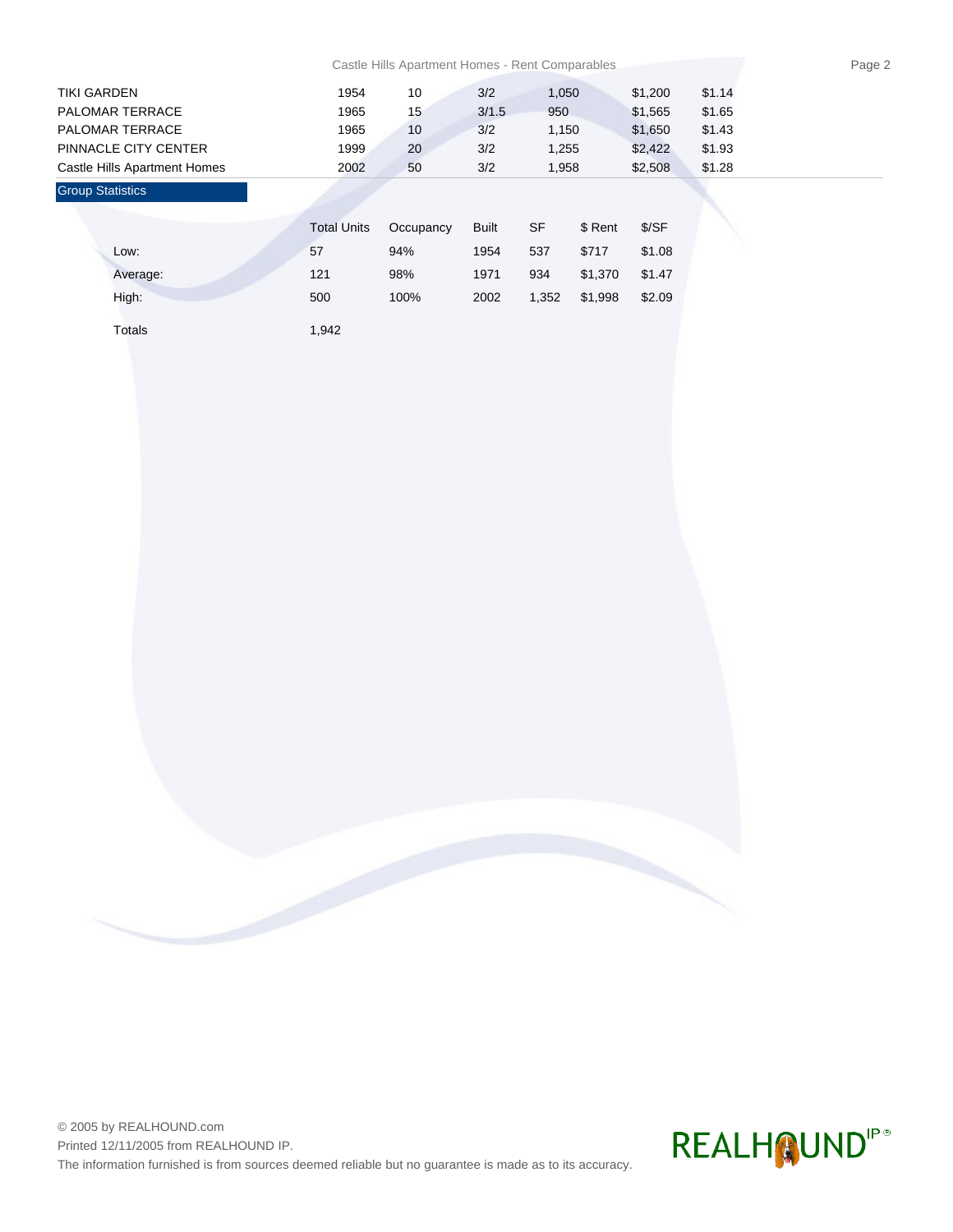| | | | | | | |
|---|---|---|---|---|---|---|
| TIKI GARDEN | 1954 | 10 | 3/2 | 1,050 | $1,200 | $1.14 |
| PALOMAR TERRACE | 1965 | 15 | 3/1.5 | 950 | $1,565 | $1.65 |
| PALOMAR TERRACE | 1965 | 10 | 3/2 | 1,150 | $1,650 | $1.43 |
| PINNACLE CITY CENTER | 1999 | 20 | 3/2 | 1,255 | $2,422 | $1.93 |
| Castle Hills Apartment Homes | 2002 | 50 | 3/2 | 1,958 | $2,508 | $1.28 |

## Group Statistics

| | Total Units | Occupancy | Built | SF | $ Rent | $/SF |
|---|---|---|---|---|---|---|
| Low: | 57 | 94% | 1954 | 537 | $717 | $1.08 |
| Average: | 121 | 98% | 1971 | 934 | $1,370 | $1.47 |
| High: | 500 | 100% | 2002 | 1,352 | $1,998 | $2.09 |
| Totals | 1,942 | | | | | |

© 2005 by REALHOUND.com
Printed 12/11/2005 from REALHOUND IP.
The information furnished is from sources deemed reliable but no guarantee is made as to its accuracy.

REALHOUND IP®